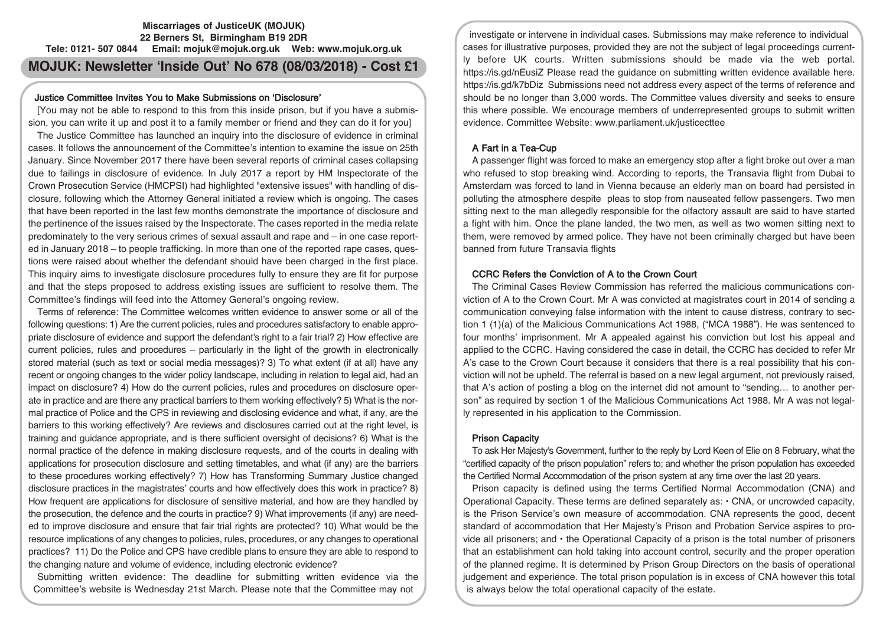**Miscarriages of JusticeUK (MOJUK)**
**22 Berners St, Birmingham B19 2DR**
**Tele: 0121- 507 0844 Email: mojuk@mojuk.org.uk Web: www.mojuk.org.uk**

# MOJUK: Newsletter 'Inside Out' No 678 (08/03/2018) - Cost £1

## Justice Committee Invites You to Make Submissions on 'Disclosure'

[You may not be able to respond to this from this inside prison, but if you have a submission, you can write it up and post it to a family member or friend and they can do it for you]

The Justice Committee has launched an inquiry into the disclosure of evidence in criminal cases. It follows the announcement of the Committee's intention to examine the issue on 25th January. Since November 2017 there have been several reports of criminal cases collapsing due to failings in disclosure of evidence. In July 2017 a report by HM Inspectorate of the Crown Prosecution Service (HMCPSI) had highlighted "extensive issues" with handling of disclosure, following which the Attorney General initiated a review which is ongoing. The cases that have been reported in the last few months demonstrate the importance of disclosure and the pertinence of the issues raised by the Inspectorate. The cases reported in the media relate predominately to the very serious crimes of sexual assault and rape and – in one case reported in January 2018 – to people trafficking. In more than one of the reported rape cases, questions were raised about whether the defendant should have been charged in the first place. This inquiry aims to investigate disclosure procedures fully to ensure they are fit for purpose and that the steps proposed to address existing issues are sufficient to resolve them. The Committee's findings will feed into the Attorney General's ongoing review.

Terms of reference: The Committee welcomes written evidence to answer some or all of the following questions: 1) Are the current policies, rules and procedures satisfactory to enable appropriate disclosure of evidence and support the defendant's right to a fair trial? 2) How effective are current policies, rules and procedures – particularly in the light of the growth in electronically stored material (such as text or social media messages)? 3) To what extent (if at all) have any recent or ongoing changes to the wider policy landscape, including in relation to legal aid, had an impact on disclosure? 4) How do the current policies, rules and procedures on disclosure operate in practice and are there any practical barriers to them working effectively? 5) What is the normal practice of Police and the CPS in reviewing and disclosing evidence and what, if any, are the barriers to this working effectively? Are reviews and disclosures carried out at the right level, is training and guidance appropriate, and is there sufficient oversight of decisions? 6) What is the normal practice of the defence in making disclosure requests, and of the courts in dealing with applications for prosecution disclosure and setting timetables, and what (if any) are the barriers to these procedures working effectively? 7) How has Transforming Summary Justice changed disclosure practices in the magistrates' courts and how effectively does this work in practice? 8) How frequent are applications for disclosure of sensitive material, and how are they handled by the prosecution, the defence and the courts in practice? 9) What improvements (if any) are needed to improve disclosure and ensure that fair trial rights are protected? 10) What would be the resource implications of any changes to policies, rules, procedures, or any changes to operational practices? 11) Do the Police and CPS have credible plans to ensure they are able to respond to the changing nature and volume of evidence, including electronic evidence?

Submitting written evidence: The deadline for submitting written evidence via the Committee's website is Wednesday 21st March. Please note that the Committee may not investigate or intervene in individual cases. Submissions may make reference to individual cases for illustrative purposes, provided they are not the subject of legal proceedings currently before UK courts. Written submissions should be made via the web portal. https://is.gd/nEusiZ Please read the guidance on submitting written evidence available here. https://is.gd/k7bDiz Submissions need not address every aspect of the terms of reference and should be no longer than 3,000 words. The Committee values diversity and seeks to ensure this where possible. We encourage members of underrepresented groups to submit written evidence. Committee Website: www.parliament.uk/justicecttee

## A Fart in a Tea-Cup

A passenger flight was forced to make an emergency stop after a fight broke out over a man who refused to stop breaking wind. According to reports, the Transavia flight from Dubai to Amsterdam was forced to land in Vienna because an elderly man on board had persisted in polluting the atmosphere despite pleas to stop from nauseated fellow passengers. Two men sitting next to the man allegedly responsible for the olfactory assault are said to have started a fight with him. Once the plane landed, the two men, as well as two women sitting next to them, were removed by armed police. They have not been criminally charged but have been banned from future Transavia flights

## CCRC Refers the Conviction of A to the Crown Court

The Criminal Cases Review Commission has referred the malicious communications conviction of A to the Crown Court. Mr A was convicted at magistrates court in 2014 of sending a communication conveying false information with the intent to cause distress, contrary to section 1 (1)(a) of the Malicious Communications Act 1988, ("MCA 1988"). He was sentenced to four months' imprisonment. Mr A appealed against his conviction but lost his appeal and applied to the CCRC. Having considered the case in detail, the CCRC has decided to refer Mr A's case to the Crown Court because it considers that there is a real possibility that his conviction will not be upheld. The referral is based on a new legal argument, not previously raised, that A's action of posting a blog on the internet did not amount to "sending… to another person" as required by section 1 of the Malicious Communications Act 1988. Mr A was not legally represented in his application to the Commission.

## Prison Capacity

To ask Her Majesty's Government, further to the reply by Lord Keen of Elie on 8 February, what the "certified capacity of the prison population" refers to; and whether the prison population has exceeded the Certified Normal Accommodation of the prison system at any time over the last 20 years.

Prison capacity is defined using the terms Certified Normal Accommodation (CNA) and Operational Capacity. These terms are defined separately as: • CNA, or uncrowded capacity, is the Prison Service's own measure of accommodation. CNA represents the good, decent standard of accommodation that Her Majesty's Prison and Probation Service aspires to provide all prisoners; and • the Operational Capacity of a prison is the total number of prisoners that an establishment can hold taking into account control, security and the proper operation of the planned regime. It is determined by Prison Group Directors on the basis of operational judgement and experience. The total prison population is in excess of CNA however this total is always below the total operational capacity of the estate.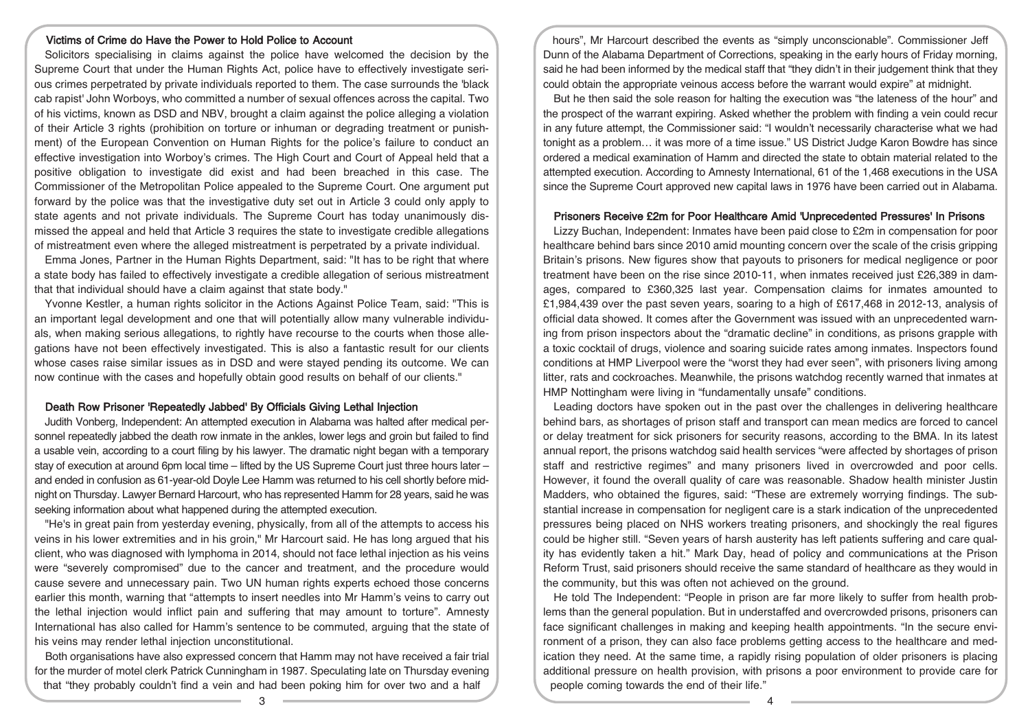## Victims of Crime do Have the Power to Hold Police to Account

Solicitors specialising in claims against the police have welcomed the decision by the Supreme Court that under the Human Rights Act, police have to effectively investigate serious crimes perpetrated by private individuals reported to them. The case surrounds the 'black cab rapist' John Worboys, who committed a number of sexual offences across the capital. Two of his victims, known as DSD and NBV, brought a claim against the police alleging a violation of their Article 3 rights (prohibition on torture or inhuman or degrading treatment or punishment) of the European Convention on Human Rights for the police's failure to conduct an effective investigation into Worboy's crimes. The High Court and Court of Appeal held that a positive obligation to investigate did exist and had been breached in this case. The Commissioner of the Metropolitan Police appealed to the Supreme Court. One argument put forward by the police was that the investigative duty set out in Article 3 could only apply to state agents and not private individuals. The Supreme Court has today unanimously dismissed the appeal and held that Article 3 requires the state to investigate credible allegations of mistreatment even where the alleged mistreatment is perpetrated by a private individual.

Emma Jones, Partner in the Human Rights Department, said: "It has to be right that where a state body has failed to effectively investigate a credible allegation of serious mistreatment that that individual should have a claim against that state body."

Yvonne Kestler, a human rights solicitor in the Actions Against Police Team, said: "This is an important legal development and one that will potentially allow many vulnerable individuals, when making serious allegations, to rightly have recourse to the courts when those allegations have not been effectively investigated. This is also a fantastic result for our clients whose cases raise similar issues as in DSD and were stayed pending its outcome. We can now continue with the cases and hopefully obtain good results on behalf of our clients."

## Death Row Prisoner 'Repeatedly Jabbed' By Officials Giving Lethal Injection

Judith Vonberg, Independent: An attempted execution in Alabama was halted after medical personnel repeatedly jabbed the death row inmate in the ankles, lower legs and groin but failed to find a usable vein, according to a court filing by his lawyer. The dramatic night began with a temporary stay of execution at around 6pm local time – lifted by the US Supreme Court just three hours later – and ended in confusion as 61-year-old Doyle Lee Hamm was returned to his cell shortly before midnight on Thursday. Lawyer Bernard Harcourt, who has represented Hamm for 28 years, said he was seeking information about what happened during the attempted execution.

"He's in great pain from yesterday evening, physically, from all of the attempts to access his veins in his lower extremities and in his groin," Mr Harcourt said. He has long argued that his client, who was diagnosed with lymphoma in 2014, should not face lethal injection as his veins were "severely compromised" due to the cancer and treatment, and the procedure would cause severe and unnecessary pain. Two UN human rights experts echoed those concerns earlier this month, warning that "attempts to insert needles into Mr Hamm's veins to carry out the lethal injection would inflict pain and suffering that may amount to torture". Amnesty International has also called for Hamm's sentence to be commuted, arguing that the state of his veins may render lethal injection unconstitutional.

Both organisations have also expressed concern that Hamm may not have received a fair trial for the murder of motel clerk Patrick Cunningham in 1987. Speculating late on Thursday evening that "they probably couldn't find a vein and had been poking him for over two and a half hours", Mr Harcourt described the events as "simply unconscionable". Commissioner Jeff Dunn of the Alabama Department of Corrections, speaking in the early hours of Friday morning, said he had been informed by the medical staff that "they didn't in their judgement think that they could obtain the appropriate veinous access before the warrant would expire" at midnight.

But he then said the sole reason for halting the execution was "the lateness of the hour" and the prospect of the warrant expiring. Asked whether the problem with finding a vein could recur in any future attempt, the Commissioner said: "I wouldn't necessarily characterise what we had tonight as a problem… it was more of a time issue." US District Judge Karon Bowdre has since ordered a medical examination of Hamm and directed the state to obtain material related to the attempted execution. According to Amnesty International, 61 of the 1,468 executions in the USA since the Supreme Court approved new capital laws in 1976 have been carried out in Alabama.

## Prisoners Receive £2m for Poor Healthcare Amid 'Unprecedented Pressures' In Prisons

Lizzy Buchan, Independent: Inmates have been paid close to £2m in compensation for poor healthcare behind bars since 2010 amid mounting concern over the scale of the crisis gripping Britain's prisons. New figures show that payouts to prisoners for medical negligence or poor treatment have been on the rise since 2010-11, when inmates received just £26,389 in damages, compared to £360,325 last year. Compensation claims for inmates amounted to £1,984,439 over the past seven years, soaring to a high of £617,468 in 2012-13, analysis of official data showed. It comes after the Government was issued with an unprecedented warning from prison inspectors about the "dramatic decline" in conditions, as prisons grapple with a toxic cocktail of drugs, violence and soaring suicide rates among inmates. Inspectors found conditions at HMP Liverpool were the "worst they had ever seen", with prisoners living among litter, rats and cockroaches. Meanwhile, the prisons watchdog recently warned that inmates at HMP Nottingham were living in "fundamentally unsafe" conditions.

Leading doctors have spoken out in the past over the challenges in delivering healthcare behind bars, as shortages of prison staff and transport can mean medics are forced to cancel or delay treatment for sick prisoners for security reasons, according to the BMA. In its latest annual report, the prisons watchdog said health services "were affected by shortages of prison staff and restrictive regimes" and many prisoners lived in overcrowded and poor cells. However, it found the overall quality of care was reasonable. Shadow health minister Justin Madders, who obtained the figures, said: "These are extremely worrying findings. The substantial increase in compensation for negligent care is a stark indication of the unprecedented pressures being placed on NHS workers treating prisoners, and shockingly the real figures could be higher still. "Seven years of harsh austerity has left patients suffering and care quality has evidently taken a hit." Mark Day, head of policy and communications at the Prison Reform Trust, said prisoners should receive the same standard of healthcare as they would in the community, but this was often not achieved on the ground.

He told The Independent: "People in prison are far more likely to suffer from health problems than the general population. But in understaffed and overcrowded prisons, prisoners can face significant challenges in making and keeping health appointments. "In the secure environment of a prison, they can also face problems getting access to the healthcare and medication they need. At the same time, a rapidly rising population of older prisoners is placing additional pressure on health provision, with prisons a poor environment to provide care for people coming towards the end of their life."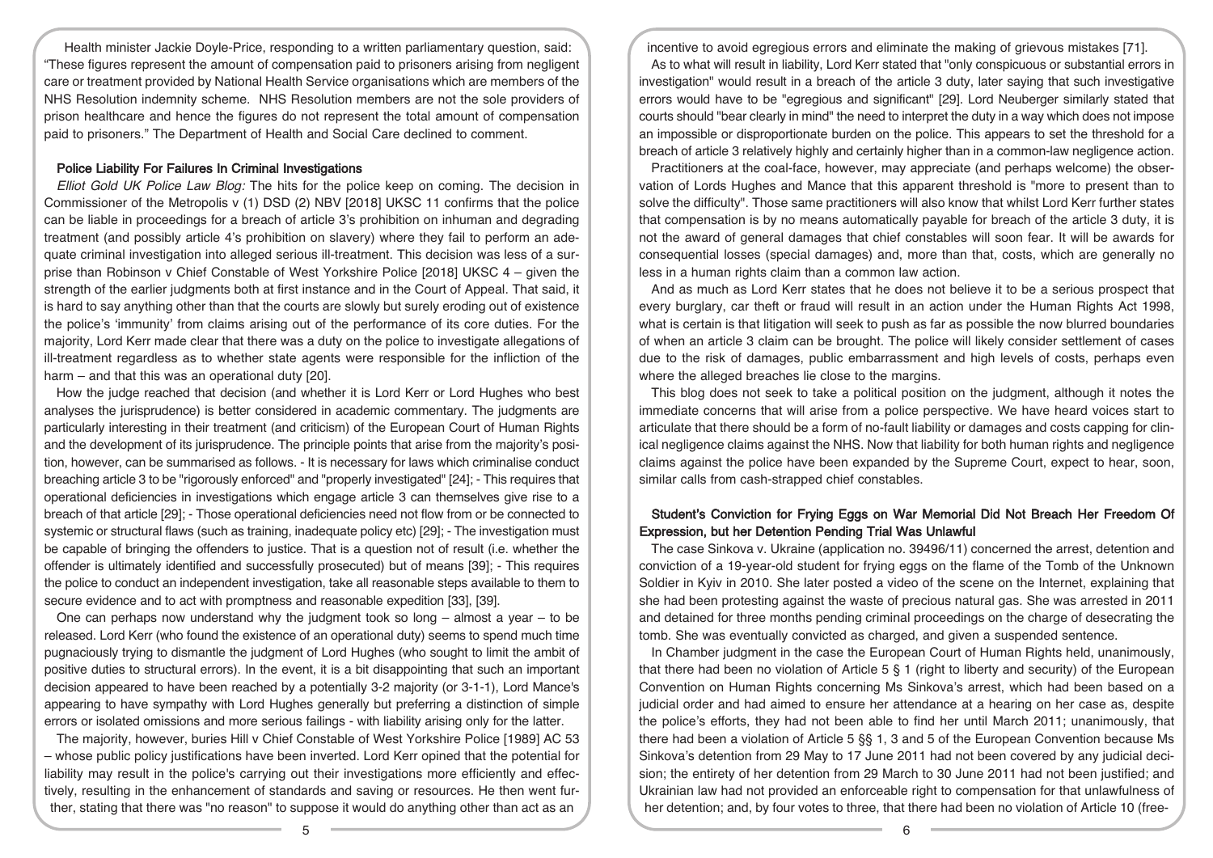Health minister Jackie Doyle-Price, responding to a written parliamentary question, said: "These figures represent the amount of compensation paid to prisoners arising from negligent care or treatment provided by National Health Service organisations which are members of the NHS Resolution indemnity scheme. NHS Resolution members are not the sole providers of prison healthcare and hence the figures do not represent the total amount of compensation paid to prisoners." The Department of Health and Social Care declined to comment.

### Police Liability For Failures In Criminal Investigations

*Elliot Gold UK Police Law Blog:* The hits for the police keep on coming. The decision in Commissioner of the Metropolis v (1) DSD (2) NBV [2018] UKSC 11 confirms that the police can be liable in proceedings for a breach of article 3's prohibition on inhuman and degrading treatment (and possibly article 4's prohibition on slavery) where they fail to perform an adequate criminal investigation into alleged serious ill-treatment. This decision was less of a surprise than Robinson v Chief Constable of West Yorkshire Police [2018] UKSC 4 – given the strength of the earlier judgments both at first instance and in the Court of Appeal. That said, it is hard to say anything other than that the courts are slowly but surely eroding out of existence the police's 'immunity' from claims arising out of the performance of its core duties. For the majority, Lord Kerr made clear that there was a duty on the police to investigate allegations of ill-treatment regardless as to whether state agents were responsible for the infliction of the harm – and that this was an operational duty [20].

How the judge reached that decision (and whether it is Lord Kerr or Lord Hughes who best analyses the jurisprudence) is better considered in academic commentary. The judgments are particularly interesting in their treatment (and criticism) of the European Court of Human Rights and the development of its jurisprudence. The principle points that arise from the majority's position, however, can be summarised as follows. - It is necessary for laws which criminalise conduct breaching article 3 to be "rigorously enforced" and "properly investigated" [24]; - This requires that operational deficiencies in investigations which engage article 3 can themselves give rise to a breach of that article [29]; - Those operational deficiencies need not flow from or be connected to systemic or structural flaws (such as training, inadequate policy etc) [29]; - The investigation must be capable of bringing the offenders to justice. That is a question not of result (i.e. whether the offender is ultimately identified and successfully prosecuted) but of means [39]; - This requires the police to conduct an independent investigation, take all reasonable steps available to them to secure evidence and to act with promptness and reasonable expedition [33], [39].

One can perhaps now understand why the judgment took so long – almost a year – to be released. Lord Kerr (who found the existence of an operational duty) seems to spend much time pugnaciously trying to dismantle the judgment of Lord Hughes (who sought to limit the ambit of positive duties to structural errors). In the event, it is a bit disappointing that such an important decision appeared to have been reached by a potentially 3-2 majority (or 3-1-1), Lord Mance's appearing to have sympathy with Lord Hughes generally but preferring a distinction of simple errors or isolated omissions and more serious failings - with liability arising only for the latter.

The majority, however, buries Hill v Chief Constable of West Yorkshire Police [1989] AC 53 – whose public policy justifications have been inverted. Lord Kerr opined that the potential for liability may result in the police's carrying out their investigations more efficiently and effectively, resulting in the enhancement of standards and saving or resources. He then went further, stating that there was "no reason" to suppose it would do anything other than act as an incentive to avoid egregious errors and eliminate the making of grievous mistakes [71].

As to what will result in liability, Lord Kerr stated that "only conspicuous or substantial errors in investigation" would result in a breach of the article 3 duty, later saying that such investigative errors would have to be "egregious and significant" [29]. Lord Neuberger similarly stated that courts should "bear clearly in mind" the need to interpret the duty in a way which does not impose an impossible or disproportionate burden on the police. This appears to set the threshold for a breach of article 3 relatively highly and certainly higher than in a common-law negligence action.

Practitioners at the coal-face, however, may appreciate (and perhaps welcome) the observation of Lords Hughes and Mance that this apparent threshold is "more to present than to solve the difficulty". Those same practitioners will also know that whilst Lord Kerr further states that compensation is by no means automatically payable for breach of the article 3 duty, it is not the award of general damages that chief constables will soon fear. It will be awards for consequential losses (special damages) and, more than that, costs, which are generally no less in a human rights claim than a common law action.

And as much as Lord Kerr states that he does not believe it to be a serious prospect that every burglary, car theft or fraud will result in an action under the Human Rights Act 1998, what is certain is that litigation will seek to push as far as possible the now blurred boundaries of when an article 3 claim can be brought. The police will likely consider settlement of cases due to the risk of damages, public embarrassment and high levels of costs, perhaps even where the alleged breaches lie close to the margins.

This blog does not seek to take a political position on the judgment, although it notes the immediate concerns that will arise from a police perspective. We have heard voices start to articulate that there should be a form of no-fault liability or damages and costs capping for clinical negligence claims against the NHS. Now that liability for both human rights and negligence claims against the police have been expanded by the Supreme Court, expect to hear, soon, similar calls from cash-strapped chief constables.

### Student's Conviction for Frying Eggs on War Memorial Did Not Breach Her Freedom Of Expression, but her Detention Pending Trial Was Unlawful

The case Sinkova v. Ukraine (application no. 39496/11) concerned the arrest, detention and conviction of a 19-year-old student for frying eggs on the flame of the Tomb of the Unknown Soldier in Kyiv in 2010. She later posted a video of the scene on the Internet, explaining that she had been protesting against the waste of precious natural gas. She was arrested in 2011 and detained for three months pending criminal proceedings on the charge of desecrating the tomb. She was eventually convicted as charged, and given a suspended sentence.

In Chamber judgment in the case the European Court of Human Rights held, unanimously, that there had been no violation of Article 5 § 1 (right to liberty and security) of the European Convention on Human Rights concerning Ms Sinkova's arrest, which had been based on a judicial order and had aimed to ensure her attendance at a hearing on her case as, despite the police's efforts, they had not been able to find her until March 2011; unanimously, that there had been a violation of Article 5 §§ 1, 3 and 5 of the European Convention because Ms Sinkova's detention from 29 May to 17 June 2011 had not been covered by any judicial decision; the entirety of her detention from 29 March to 30 June 2011 had not been justified; and Ukrainian law had not provided an enforceable right to compensation for that unlawfulness of her detention; and, by four votes to three, that there had been no violation of Article 10 (free-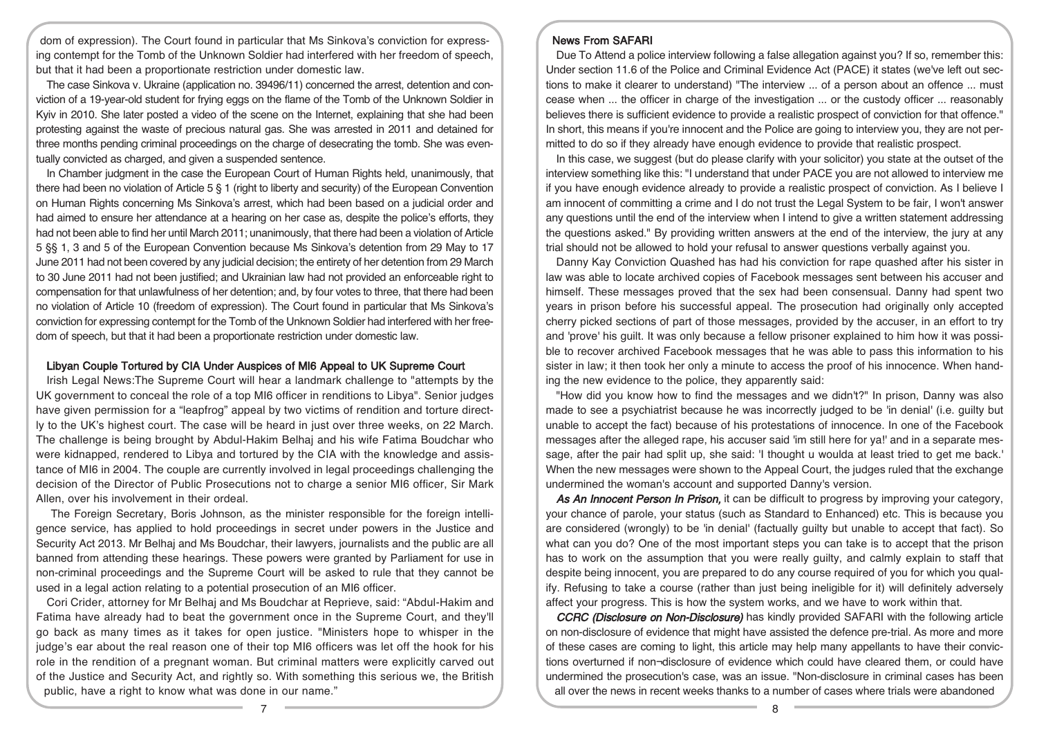dom of expression). The Court found in particular that Ms Sinkova's conviction for expressing contempt for the Tomb of the Unknown Soldier had interfered with her freedom of speech, but that it had been a proportionate restriction under domestic law.

The case Sinkova v. Ukraine (application no. 39496/11) concerned the arrest, detention and conviction of a 19-year-old student for frying eggs on the flame of the Tomb of the Unknown Soldier in Kyiv in 2010. She later posted a video of the scene on the Internet, explaining that she had been protesting against the waste of precious natural gas. She was arrested in 2011 and detained for three months pending criminal proceedings on the charge of desecrating the tomb. She was eventually convicted as charged, and given a suspended sentence.

In Chamber judgment in the case the European Court of Human Rights held, unanimously, that there had been no violation of Article 5 § 1 (right to liberty and security) of the European Convention on Human Rights concerning Ms Sinkova's arrest, which had been based on a judicial order and had aimed to ensure her attendance at a hearing on her case as, despite the police's efforts, they had not been able to find her until March 2011; unanimously, that there had been a violation of Article 5 §§ 1, 3 and 5 of the European Convention because Ms Sinkova's detention from 29 May to 17 June 2011 had not been covered by any judicial decision; the entirety of her detention from 29 March to 30 June 2011 had not been justified; and Ukrainian law had not provided an enforceable right to compensation for that unlawfulness of her detention; and, by four votes to three, that there had been no violation of Article 10 (freedom of expression). The Court found in particular that Ms Sinkova's conviction for expressing contempt for the Tomb of the Unknown Soldier had interfered with her freedom of speech, but that it had been a proportionate restriction under domestic law.

### Libyan Couple Tortured by CIA Under Auspices of MI6 Appeal to UK Supreme Court

Irish Legal News:The Supreme Court will hear a landmark challenge to "attempts by the UK government to conceal the role of a top MI6 officer in renditions to Libya". Senior judges have given permission for a "leapfrog" appeal by two victims of rendition and torture directly to the UK's highest court. The case will be heard in just over three weeks, on 22 March. The challenge is being brought by Abdul-Hakim Belhaj and his wife Fatima Boudchar who were kidnapped, rendered to Libya and tortured by the CIA with the knowledge and assistance of MI6 in 2004. The couple are currently involved in legal proceedings challenging the decision of the Director of Public Prosecutions not to charge a senior MI6 officer, Sir Mark Allen, over his involvement in their ordeal.

The Foreign Secretary, Boris Johnson, as the minister responsible for the foreign intelligence service, has applied to hold proceedings in secret under powers in the Justice and Security Act 2013. Mr Belhaj and Ms Boudchar, their lawyers, journalists and the public are all banned from attending these hearings. These powers were granted by Parliament for use in non-criminal proceedings and the Supreme Court will be asked to rule that they cannot be used in a legal action relating to a potential prosecution of an MI6 officer.

Cori Crider, attorney for Mr Belhaj and Ms Boudchar at Reprieve, said: "Abdul-Hakim and Fatima have already had to beat the government once in the Supreme Court, and they'll go back as many times as it takes for open justice. "Ministers hope to whisper in the judge's ear about the real reason one of their top MI6 officers was let off the hook for his role in the rendition of a pregnant woman. But criminal matters were explicitly carved out of the Justice and Security Act, and rightly so. With something this serious we, the British public, have a right to know what was done in our name."

### News From SAFARI

Due To Attend a police interview following a false allegation against you? If so, remember this: Under section 11.6 of the Police and Criminal Evidence Act (PACE) it states (we've left out sections to make it clearer to understand) "The interview ... of a person about an offence ... must cease when ... the officer in charge of the investigation ... or the custody officer ... reasonably believes there is sufficient evidence to provide a realistic prospect of conviction for that offence." In short, this means if you're innocent and the Police are going to interview you, they are not permitted to do so if they already have enough evidence to provide that realistic prospect.

In this case, we suggest (but do please clarify with your solicitor) you state at the outset of the interview something like this: "I understand that under PACE you are not allowed to interview me if you have enough evidence already to provide a realistic prospect of conviction. As I believe I am innocent of committing a crime and I do not trust the Legal System to be fair, I won't answer any questions until the end of the interview when I intend to give a written statement addressing the questions asked." By providing written answers at the end of the interview, the jury at any trial should not be allowed to hold your refusal to answer questions verbally against you.

Danny Kay Conviction Quashed has had his conviction for rape quashed after his sister in law was able to locate archived copies of Facebook messages sent between his accuser and himself. These messages proved that the sex had been consensual. Danny had spent two years in prison before his successful appeal. The prosecution had originally only accepted cherry picked sections of part of those messages, provided by the accuser, in an effort to try and 'prove' his guilt. It was only because a fellow prisoner explained to him how it was possible to recover archived Facebook messages that he was able to pass this information to his sister in law; it then took her only a minute to access the proof of his innocence. When handing the new evidence to the police, they apparently said:

"How did you know how to find the messages and we didn't?" In prison, Danny was also made to see a psychiatrist because he was incorrectly judged to be 'in denial' (i.e. guilty but unable to accept the fact) because of his protestations of innocence. In one of the Facebook messages after the alleged rape, his accuser said 'im still here for ya!' and in a separate message, after the pair had split up, she said: 'I thought u woulda at least tried to get me back.' When the new messages were shown to the Appeal Court, the judges ruled that the exchange undermined the woman's account and supported Danny's version.

***As An Innocent Person In Prison,*** it can be difficult to progress by improving your category, your chance of parole, your status (such as Standard to Enhanced) etc. This is because you are considered (wrongly) to be 'in denial' (factually guilty but unable to accept that fact). So what can you do? One of the most important steps you can take is to accept that the prison has to work on the assumption that you were really guilty, and calmly explain to staff that despite being innocent, you are prepared to do any course required of you for which you qualify. Refusing to take a course (rather than just being ineligible for it) will definitely adversely affect your progress. This is how the system works, and we have to work within that.

***CCRC (Disclosure on Non-Disclosure)*** has kindly provided SAFARI with the following article on non-disclosure of evidence that might have assisted the defence pre-trial. As more and more of these cases are coming to light, this article may help many appellants to have their convictions overturned if non-disclosure of evidence which could have cleared them, or could have undermined the prosecution's case, was an issue. "Non-disclosure in criminal cases has been all over the news in recent weeks thanks to a number of cases where trials were abandoned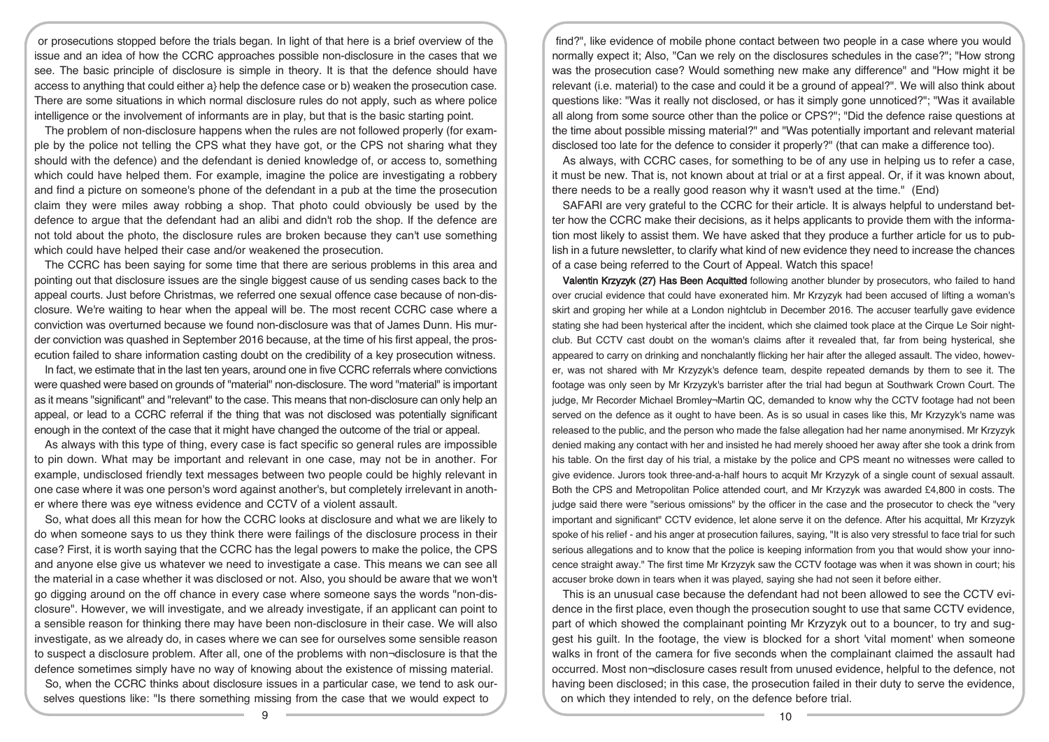or prosecutions stopped before the trials began. In light of that here is a brief overview of the issue and an idea of how the CCRC approaches possible non-disclosure in the cases that we see. The basic principle of disclosure is simple in theory. It is that the defence should have access to anything that could either a} help the defence case or b) weaken the prosecution case. There are some situations in which normal disclosure rules do not apply, such as where police intelligence or the involvement of informants are in play, but that is the basic starting point.

The problem of non-disclosure happens when the rules are not followed properly (for example by the police not telling the CPS what they have got, or the CPS not sharing what they should with the defence) and the defendant is denied knowledge of, or access to, something which could have helped them. For example, imagine the police are investigating a robbery and find a picture on someone's phone of the defendant in a pub at the time the prosecution claim they were miles away robbing a shop. That photo could obviously be used by the defence to argue that the defendant had an alibi and didn't rob the shop. If the defence are not told about the photo, the disclosure rules are broken because they can't use something which could have helped their case and/or weakened the prosecution.

The CCRC has been saying for some time that there are serious problems in this area and pointing out that disclosure issues are the single biggest cause of us sending cases back to the appeal courts. Just before Christmas, we referred one sexual offence case because of non-disclosure. We're waiting to hear when the appeal will be. The most recent CCRC case where a conviction was overturned because we found non-disclosure was that of James Dunn. His murder conviction was quashed in September 2016 because, at the time of his first appeal, the prosecution failed to share information casting doubt on the credibility of a key prosecution witness.

In fact, we estimate that in the last ten years, around one in five CCRC referrals where convictions were quashed were based on grounds of "material" non-disclosure. The word "material" is important as it means "significant" and "relevant" to the case. This means that non-disclosure can only help an appeal, or lead to a CCRC referral if the thing that was not disclosed was potentially significant enough in the context of the case that it might have changed the outcome of the trial or appeal.

As always with this type of thing, every case is fact specific so general rules are impossible to pin down. What may be important and relevant in one case, may not be in another. For example, undisclosed friendly text messages between two people could be highly relevant in one case where it was one person's word against another's, but completely irrelevant in another where there was eye witness evidence and CCTV of a violent assault.

So, what does all this mean for how the CCRC looks at disclosure and what we are likely to do when someone says to us they think there were failings of the disclosure process in their case? First, it is worth saying that the CCRC has the legal powers to make the police, the CPS and anyone else give us whatever we need to investigate a case. This means we can see all the material in a case whether it was disclosed or not. Also, you should be aware that we won't go digging around on the off chance in every case where someone says the words "non-disclosure". However, we will investigate, and we already investigate, if an applicant can point to a sensible reason for thinking there may have been non-disclosure in their case. We will also investigate, as we already do, in cases where we can see for ourselves some sensible reason to suspect a disclosure problem. After all, one of the problems with non¬disclosure is that the defence sometimes simply have no way of knowing about the existence of missing material.

So, when the CCRC thinks about disclosure issues in a particular case, we tend to ask ourselves questions like: "Is there something missing from the case that we would expect to find?", like evidence of mobile phone contact between two people in a case where you would normally expect it; Also, "Can we rely on the disclosures schedules in the case?"; "How strong was the prosecution case? Would something new make any difference" and "How might it be relevant (i.e. material) to the case and could it be a ground of appeal?". We will also think about questions like: "Was it really not disclosed, or has it simply gone unnoticed?"; "Was it available all along from some source other than the police or CPS?"; "Did the defence raise questions at the time about possible missing material?" and "Was potentially important and relevant material disclosed too late for the defence to consider it properly?" (that can make a difference too).

As always, with CCRC cases, for something to be of any use in helping us to refer a case, it must be new. That is, not known about at trial or at a first appeal. Or, if it was known about, there needs to be a really good reason why it wasn't used at the time." (End)

SAFARI are very grateful to the CCRC for their article. It is always helpful to understand better how the CCRC make their decisions, as it helps applicants to provide them with the information most likely to assist them. We have asked that they produce a further article for us to publish in a future newsletter, to clarify what kind of new evidence they need to increase the chances of a case being referred to the Court of Appeal. Watch this space!

**Valentin Krzyzyk (27) Has Been Acquitted** following another blunder by prosecutors, who failed to hand over crucial evidence that could have exonerated him. Mr Krzyzyk had been accused of lifting a woman's skirt and groping her while at a London nightclub in December 2016. The accuser tearfully gave evidence stating she had been hysterical after the incident, which she claimed took place at the Cirque Le Soir nightclub. But CCTV cast doubt on the woman's claims after it revealed that, far from being hysterical, she appeared to carry on drinking and nonchalantly flicking her hair after the alleged assault. The video, however, was not shared with Mr Krzyzyk's defence team, despite repeated demands by them to see it. The footage was only seen by Mr Krzyzyk's barrister after the trial had begun at Southwark Crown Court. The judge, Mr Recorder Michael Bromley¬Martin QC, demanded to know why the CCTV footage had not been served on the defence as it ought to have been. As is so usual in cases like this, Mr Krzyzyk's name was released to the public, and the person who made the false allegation had her name anonymised. Mr Krzyzyk denied making any contact with her and insisted he had merely shooed her away after she took a drink from his table. On the first day of his trial, a mistake by the police and CPS meant no witnesses were called to give evidence. Jurors took three-and-a-half hours to acquit Mr Krzyzyk of a single count of sexual assault. Both the CPS and Metropolitan Police attended court, and Mr Krzyzyk was awarded £4,800 in costs. The judge said there were "serious omissions" by the officer in the case and the prosecutor to check the "very important and significant" CCTV evidence, let alone serve it on the defence. After his acquittal, Mr Krzyzyk spoke of his relief - and his anger at prosecution failures, saying, "It is also very stressful to face trial for such serious allegations and to know that the police is keeping information from you that would show your innocence straight away." The first time Mr Krzyzyk saw the CCTV footage was when it was shown in court; his accuser broke down in tears when it was played, saying she had not seen it before either.

This is an unusual case because the defendant had not been allowed to see the CCTV evidence in the first place, even though the prosecution sought to use that same CCTV evidence, part of which showed the complainant pointing Mr Krzyzyk out to a bouncer, to try and suggest his guilt. In the footage, the view is blocked for a short 'vital moment' when someone walks in front of the camera for five seconds when the complainant claimed the assault had occurred. Most non¬disclosure cases result from unused evidence, helpful to the defence, not having been disclosed; in this case, the prosecution failed in their duty to serve the evidence, on which they intended to rely, on the defence before trial.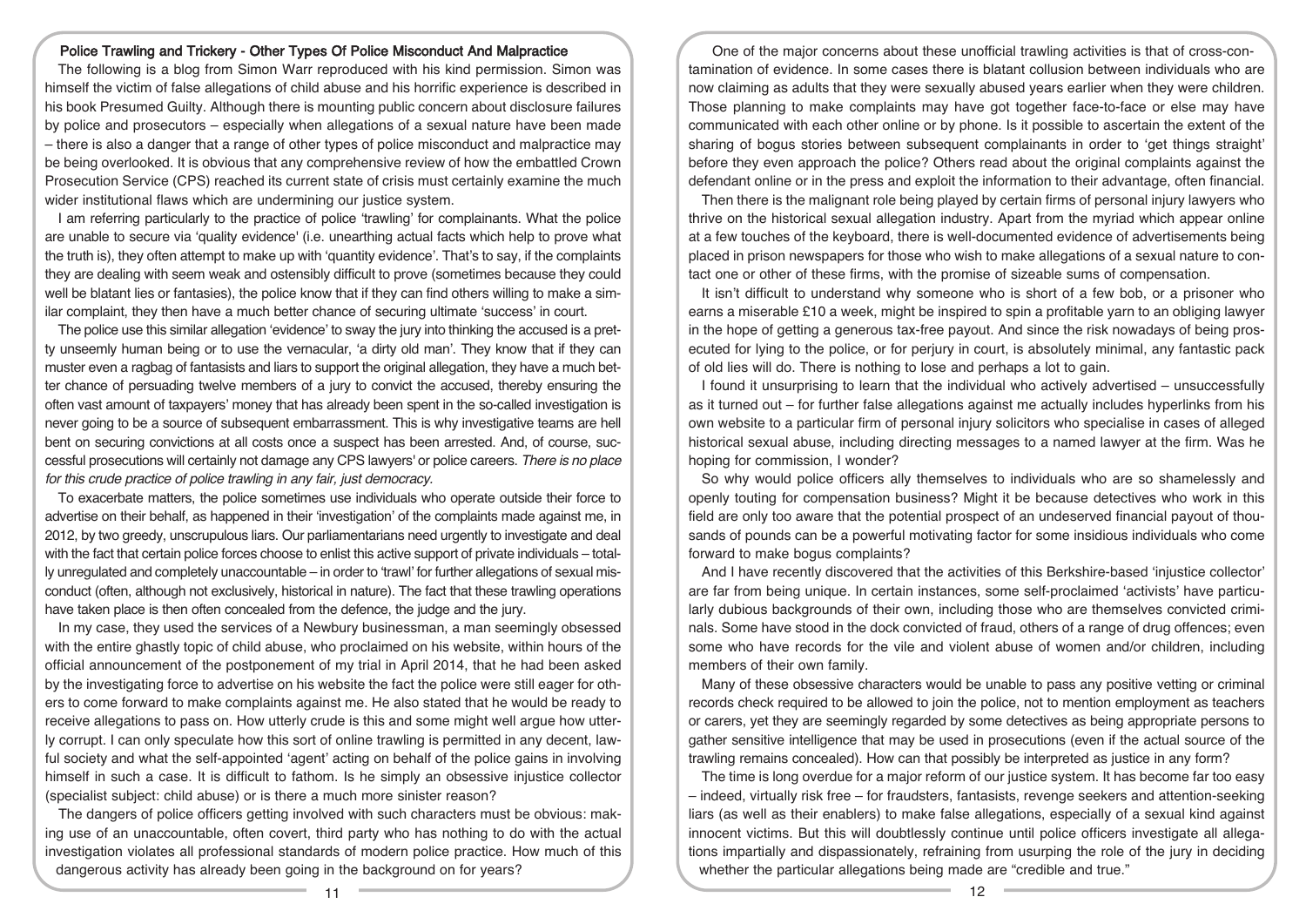## Police Trawling and Trickery - Other Types Of Police Misconduct And Malpractice

The following is a blog from Simon Warr reproduced with his kind permission. Simon was himself the victim of false allegations of child abuse and his horrific experience is described in his book Presumed Guilty. Although there is mounting public concern about disclosure failures by police and prosecutors – especially when allegations of a sexual nature have been made – there is also a danger that a range of other types of police misconduct and malpractice may be being overlooked. It is obvious that any comprehensive review of how the embattled Crown Prosecution Service (CPS) reached its current state of crisis must certainly examine the much wider institutional flaws which are undermining our justice system.

I am referring particularly to the practice of police 'trawling' for complainants. What the police are unable to secure via 'quality evidence' (i.e. unearthing actual facts which help to prove what the truth is), they often attempt to make up with 'quantity evidence'. That's to say, if the complaints they are dealing with seem weak and ostensibly difficult to prove (sometimes because they could well be blatant lies or fantasies), the police know that if they can find others willing to make a similar complaint, they then have a much better chance of securing ultimate 'success' in court.

The police use this similar allegation 'evidence' to sway the jury into thinking the accused is a pretty unseemly human being or to use the vernacular, 'a dirty old man'. They know that if they can muster even a ragbag of fantasists and liars to support the original allegation, they have a much better chance of persuading twelve members of a jury to convict the accused, thereby ensuring the often vast amount of taxpayers' money that has already been spent in the so-called investigation is never going to be a source of subsequent embarrassment. This is why investigative teams are hell bent on securing convictions at all costs once a suspect has been arrested. And, of course, successful prosecutions will certainly not damage any CPS lawyers' or police careers. *There is no place for this crude practice of police trawling in any fair, just democracy.*

To exacerbate matters, the police sometimes use individuals who operate outside their force to advertise on their behalf, as happened in their 'investigation' of the complaints made against me, in 2012, by two greedy, unscrupulous liars. Our parliamentarians need urgently to investigate and deal with the fact that certain police forces choose to enlist this active support of private individuals – totally unregulated and completely unaccountable – in order to 'trawl' for further allegations of sexual misconduct (often, although not exclusively, historical in nature). The fact that these trawling operations have taken place is then often concealed from the defence, the judge and the jury.

In my case, they used the services of a Newbury businessman, a man seemingly obsessed with the entire ghastly topic of child abuse, who proclaimed on his website, within hours of the official announcement of the postponement of my trial in April 2014, that he had been asked by the investigating force to advertise on his website the fact the police were still eager for others to come forward to make complaints against me. He also stated that he would be ready to receive allegations to pass on. How utterly crude is this and some might well argue how utterly corrupt. I can only speculate how this sort of online trawling is permitted in any decent, lawful society and what the self-appointed 'agent' acting on behalf of the police gains in involving himself in such a case. It is difficult to fathom. Is he simply an obsessive injustice collector (specialist subject: child abuse) or is there a much more sinister reason?

The dangers of police officers getting involved with such characters must be obvious: making use of an unaccountable, often covert, third party who has nothing to do with the actual investigation violates all professional standards of modern police practice. How much of this dangerous activity has already been going in the background on for years?

One of the major concerns about these unofficial trawling activities is that of cross-contamination of evidence. In some cases there is blatant collusion between individuals who are now claiming as adults that they were sexually abused years earlier when they were children. Those planning to make complaints may have got together face-to-face or else may have communicated with each other online or by phone. Is it possible to ascertain the extent of the sharing of bogus stories between subsequent complainants in order to 'get things straight' before they even approach the police? Others read about the original complaints against the defendant online or in the press and exploit the information to their advantage, often financial.

Then there is the malignant role being played by certain firms of personal injury lawyers who thrive on the historical sexual allegation industry. Apart from the myriad which appear online at a few touches of the keyboard, there is well-documented evidence of advertisements being placed in prison newspapers for those who wish to make allegations of a sexual nature to contact one or other of these firms, with the promise of sizeable sums of compensation.

It isn't difficult to understand why someone who is short of a few bob, or a prisoner who earns a miserable £10 a week, might be inspired to spin a profitable yarn to an obliging lawyer in the hope of getting a generous tax-free payout. And since the risk nowadays of being prosecuted for lying to the police, or for perjury in court, is absolutely minimal, any fantastic pack of old lies will do. There is nothing to lose and perhaps a lot to gain.

I found it unsurprising to learn that the individual who actively advertised – unsuccessfully as it turned out – for further false allegations against me actually includes hyperlinks from his own website to a particular firm of personal injury solicitors who specialise in cases of alleged historical sexual abuse, including directing messages to a named lawyer at the firm. Was he hoping for commission, I wonder?

So why would police officers ally themselves to individuals who are so shamelessly and openly touting for compensation business? Might it be because detectives who work in this field are only too aware that the potential prospect of an undeserved financial payout of thousands of pounds can be a powerful motivating factor for some insidious individuals who come forward to make bogus complaints?

And I have recently discovered that the activities of this Berkshire-based 'injustice collector' are far from being unique. In certain instances, some self-proclaimed 'activists' have particularly dubious backgrounds of their own, including those who are themselves convicted criminals. Some have stood in the dock convicted of fraud, others of a range of drug offences; even some who have records for the vile and violent abuse of women and/or children, including members of their own family.

Many of these obsessive characters would be unable to pass any positive vetting or criminal records check required to be allowed to join the police, not to mention employment as teachers or carers, yet they are seemingly regarded by some detectives as being appropriate persons to gather sensitive intelligence that may be used in prosecutions (even if the actual source of the trawling remains concealed). How can that possibly be interpreted as justice in any form?

The time is long overdue for a major reform of our justice system. It has become far too easy – indeed, virtually risk free – for fraudsters, fantasists, revenge seekers and attention-seeking liars (as well as their enablers) to make false allegations, especially of a sexual kind against innocent victims. But this will doubtless continue until police officers investigate all allegations impartially and dispassionately, refraining from usurping the role of the jury in deciding whether the particular allegations being made are "credible and true."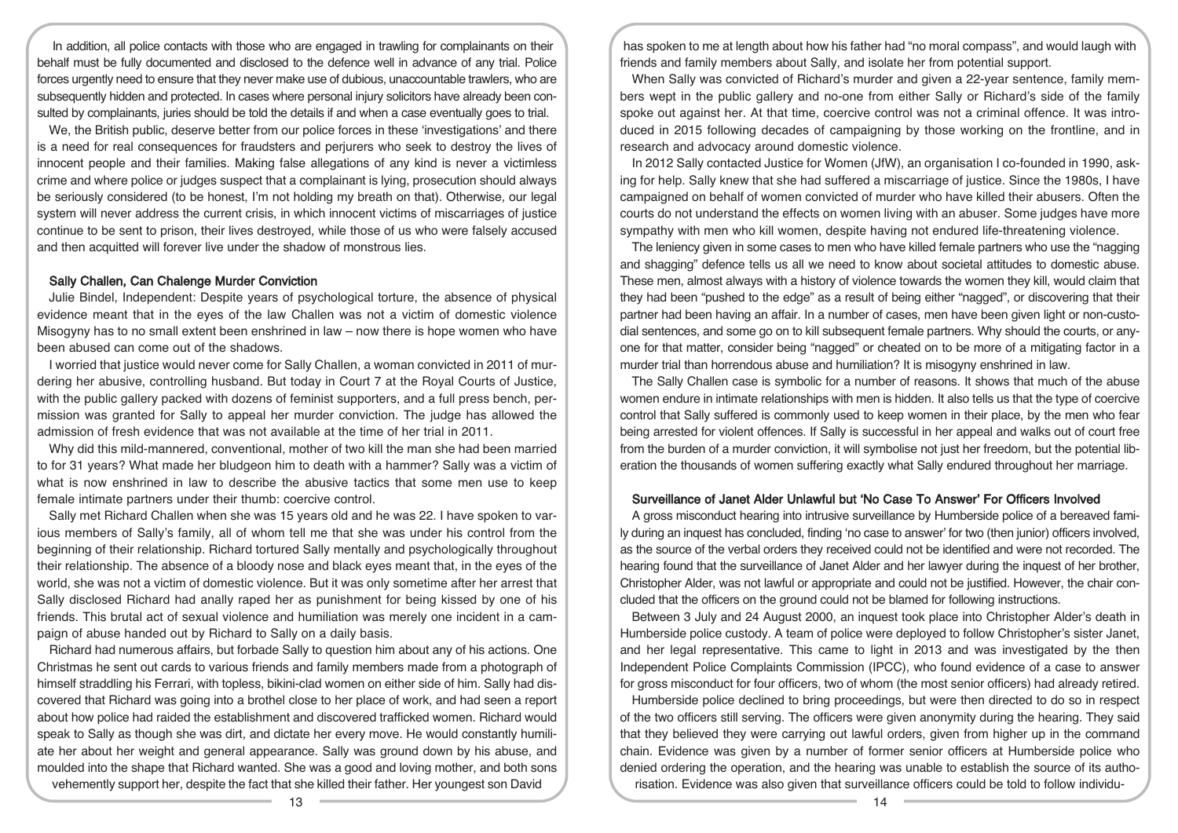In addition, all police contacts with those who are engaged in trawling for complainants on their behalf must be fully documented and disclosed to the defence well in advance of any trial. Police forces urgently need to ensure that they never make use of dubious, unaccountable trawlers, who are subsequently hidden and protected. In cases where personal injury solicitors have already been consulted by complainants, juries should be told the details if and when a case eventually goes to trial.

We, the British public, deserve better from our police forces in these 'investigations' and there is a need for real consequences for fraudsters and perjurers who seek to destroy the lives of innocent people and their families. Making false allegations of any kind is never a victimless crime and where police or judges suspect that a complainant is lying, prosecution should always be seriously considered (to be honest, I'm not holding my breath on that). Otherwise, our legal system will never address the current crisis, in which innocent victims of miscarriages of justice continue to be sent to prison, their lives destroyed, while those of us who were falsely accused and then acquitted will forever live under the shadow of monstrous lies.

### Sally Challen, Can Chalenge Murder Conviction

Julie Bindel, Independent: Despite years of psychological torture, the absence of physical evidence meant that in the eyes of the law Challen was not a victim of domestic violence Misogyny has to no small extent been enshrined in law – now there is hope women who have been abused can come out of the shadows.

I worried that justice would never come for Sally Challen, a woman convicted in 2011 of murdering her abusive, controlling husband. But today in Court 7 at the Royal Courts of Justice, with the public gallery packed with dozens of feminist supporters, and a full press bench, permission was granted for Sally to appeal her murder conviction. The judge has allowed the admission of fresh evidence that was not available at the time of her trial in 2011.

Why did this mild-mannered, conventional, mother of two kill the man she had been married to for 31 years? What made her bludgeon him to death with a hammer? Sally was a victim of what is now enshrined in law to describe the abusive tactics that some men use to keep female intimate partners under their thumb: coercive control.

Sally met Richard Challen when she was 15 years old and he was 22. I have spoken to various members of Sally's family, all of whom tell me that she was under his control from the beginning of their relationship. Richard tortured Sally mentally and psychologically throughout their relationship. The absence of a bloody nose and black eyes meant that, in the eyes of the world, she was not a victim of domestic violence. But it was only sometime after her arrest that Sally disclosed Richard had anally raped her as punishment for being kissed by one of his friends. This brutal act of sexual violence and humiliation was merely one incident in a campaign of abuse handed out by Richard to Sally on a daily basis.

Richard had numerous affairs, but forbade Sally to question him about any of his actions. One Christmas he sent out cards to various friends and family members made from a photograph of himself straddling his Ferrari, with topless, bikini-clad women on either side of him. Sally had discovered that Richard was going into a brothel close to her place of work, and had seen a report about how police had raided the establishment and discovered trafficked women. Richard would speak to Sally as though she was dirt, and dictate her every move. He would constantly humiliate her about her weight and general appearance. Sally was ground down by his abuse, and moulded into the shape that Richard wanted. She was a good and loving mother, and both sons vehemently support her, despite the fact that she killed their father. Her youngest son David has spoken to me at length about how his father had "no moral compass", and would laugh with friends and family members about Sally, and isolate her from potential support.

When Sally was convicted of Richard's murder and given a 22-year sentence, family members wept in the public gallery and no-one from either Sally or Richard's side of the family spoke out against her. At that time, coercive control was not a criminal offence. It was introduced in 2015 following decades of campaigning by those working on the frontline, and in research and advocacy around domestic violence.

In 2012 Sally contacted Justice for Women (JfW), an organisation I co-founded in 1990, asking for help. Sally knew that she had suffered a miscarriage of justice. Since the 1980s, I have campaigned on behalf of women convicted of murder who have killed their abusers. Often the courts do not understand the effects on women living with an abuser. Some judges have more sympathy with men who kill women, despite having not endured life-threatening violence.

The leniency given in some cases to men who have killed female partners who use the "nagging and shagging" defence tells us all we need to know about societal attitudes to domestic abuse. These men, almost always with a history of violence towards the women they kill, would claim that they had been "pushed to the edge" as a result of being either "nagged", or discovering that their partner had been having an affair. In a number of cases, men have been given light or non-custodial sentences, and some go on to kill subsequent female partners. Why should the courts, or anyone for that matter, consider being "nagged" or cheated on to be more of a mitigating factor in a murder trial than horrendous abuse and humiliation? It is misogyny enshrined in law.

The Sally Challen case is symbolic for a number of reasons. It shows that much of the abuse women endure in intimate relationships with men is hidden. It also tells us that the type of coercive control that Sally suffered is commonly used to keep women in their place, by the men who fear being arrested for violent offences. If Sally is successful in her appeal and walks out of court free from the burden of a murder conviction, it will symbolise not just her freedom, but the potential liberation the thousands of women suffering exactly what Sally endured throughout her marriage.

### Surveillance of Janet Alder Unlawful but 'No Case To Answer' For Officers Involved

A gross misconduct hearing into intrusive surveillance by Humberside police of a bereaved family during an inquest has concluded, finding 'no case to answer' for two (then junior) officers involved, as the source of the verbal orders they received could not be identified and were not recorded. The hearing found that the surveillance of Janet Alder and her lawyer during the inquest of her brother, Christopher Alder, was not lawful or appropriate and could not be justified. However, the chair concluded that the officers on the ground could not be blamed for following instructions.

Between 3 July and 24 August 2000, an inquest took place into Christopher Alder's death in Humberside police custody. A team of police were deployed to follow Christopher's sister Janet, and her legal representative. This came to light in 2013 and was investigated by the then Independent Police Complaints Commission (IPCC), who found evidence of a case to answer for gross misconduct for four officers, two of whom (the most senior officers) had already retired.

Humberside police declined to bring proceedings, but were then directed to do so in respect of the two officers still serving. The officers were given anonymity during the hearing. They said that they believed they were carrying out lawful orders, given from higher up in the command chain. Evidence was given by a number of former senior officers at Humberside police who denied ordering the operation, and the hearing was unable to establish the source of its authorisation. Evidence was also given that surveillance officers could be told to follow individu-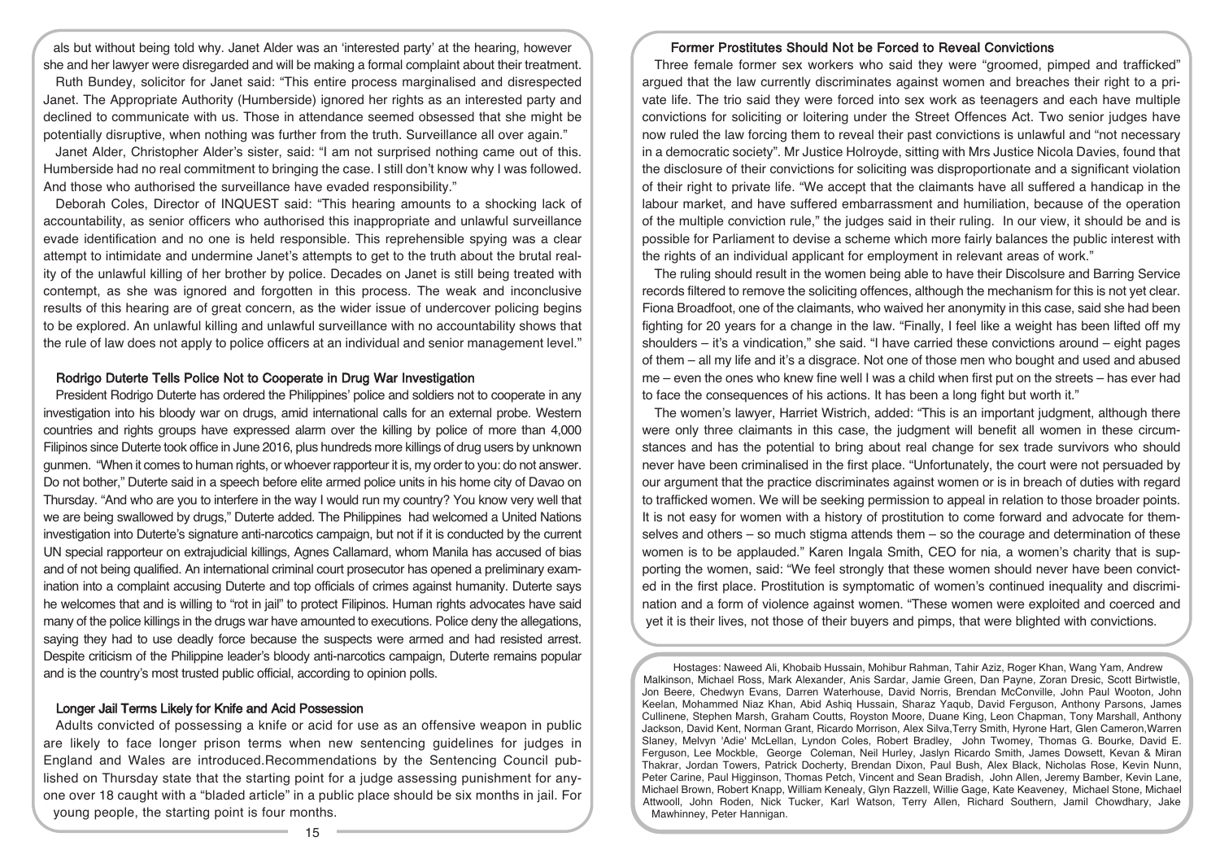als but without being told why. Janet Alder was an 'interested party' at the hearing, however she and her lawyer were disregarded and will be making a formal complaint about their treatment.

Ruth Bundey, solicitor for Janet said: "This entire process marginalised and disrespected Janet. The Appropriate Authority (Humberside) ignored her rights as an interested party and declined to communicate with us. Those in attendance seemed obsessed that she might be potentially disruptive, when nothing was further from the truth. Surveillance all over again."

Janet Alder, Christopher Alder's sister, said: "I am not surprised nothing came out of this. Humberside had no real commitment to bringing the case. I still don't know why I was followed. And those who authorised the surveillance have evaded responsibility."

Deborah Coles, Director of INQUEST said: "This hearing amounts to a shocking lack of accountability, as senior officers who authorised this inappropriate and unlawful surveillance evade identification and no one is held responsible. This reprehensible spying was a clear attempt to intimidate and undermine Janet's attempts to get to the truth about the brutal reality of the unlawful killing of her brother by police. Decades on Janet is still being treated with contempt, as she was ignored and forgotten in this process. The weak and inconclusive results of this hearing are of great concern, as the wider issue of undercover policing begins to be explored. An unlawful killing and unlawful surveillance with no accountability shows that the rule of law does not apply to police officers at an individual and senior management level."

### Rodrigo Duterte Tells Police Not to Cooperate in Drug War Investigation

President Rodrigo Duterte has ordered the Philippines' police and soldiers not to cooperate in any investigation into his bloody war on drugs, amid international calls for an external probe. Western countries and rights groups have expressed alarm over the killing by police of more than 4,000 Filipinos since Duterte took office in June 2016, plus hundreds more killings of drug users by unknown gunmen. "When it comes to human rights, or whoever rapporteur it is, my order to you: do not answer. Do not bother," Duterte said in a speech before elite armed police units in his home city of Davao on Thursday. "And who are you to interfere in the way I would run my country? You know very well that we are being swallowed by drugs," Duterte added. The Philippines had welcomed a United Nations investigation into Duterte's signature anti-narcotics campaign, but not if it is conducted by the current UN special rapporteur on extrajudicial killings, Agnes Callamard, whom Manila has accused of bias and of not being qualified. An international criminal court prosecutor has opened a preliminary examination into a complaint accusing Duterte and top officials of crimes against humanity. Duterte says he welcomes that and is willing to "rot in jail" to protect Filipinos. Human rights advocates have said many of the police killings in the drugs war have amounted to executions. Police deny the allegations, saying they had to use deadly force because the suspects were armed and had resisted arrest. Despite criticism of the Philippine leader's bloody anti-narcotics campaign, Duterte remains popular and is the country's most trusted public official, according to opinion polls.

### Longer Jail Terms Likely for Knife and Acid Possession

Adults convicted of possessing a knife or acid for use as an offensive weapon in public are likely to face longer prison terms when new sentencing guidelines for judges in England and Wales are introduced.Recommendations by the Sentencing Council published on Thursday state that the starting point for a judge assessing punishment for anyone over 18 caught with a "bladed article" in a public place should be six months in jail. For young people, the starting point is four months.

### Former Prostitutes Should Not be Forced to Reveal Convictions

Three female former sex workers who said they were "groomed, pimped and trafficked" argued that the law currently discriminates against women and breaches their right to a private life. The trio said they were forced into sex work as teenagers and each have multiple convictions for soliciting or loitering under the Street Offences Act. Two senior judges have now ruled the law forcing them to reveal their past convictions is unlawful and "not necessary in a democratic society". Mr Justice Holroyde, sitting with Mrs Justice Nicola Davies, found that the disclosure of their convictions for soliciting was disproportionate and a significant violation of their right to private life. "We accept that the claimants have all suffered a handicap in the labour market, and have suffered embarrassment and humiliation, because of the operation of the multiple conviction rule," the judges said in their ruling. In our view, it should be and is possible for Parliament to devise a scheme which more fairly balances the public interest with the rights of an individual applicant for employment in relevant areas of work."

The ruling should result in the women being able to have their Discolsure and Barring Service records filtered to remove the soliciting offences, although the mechanism for this is not yet clear. Fiona Broadfoot, one of the claimants, who waived her anonymity in this case, said she had been fighting for 20 years for a change in the law. "Finally, I feel like a weight has been lifted off my shoulders – it's a vindication," she said. "I have carried these convictions around – eight pages of them – all my life and it's a disgrace. Not one of those men who bought and used and abused me – even the ones who knew fine well I was a child when first put on the streets – has ever had to face the consequences of his actions. It has been a long fight but worth it."

The women's lawyer, Harriet Wistrich, added: "This is an important judgment, although there were only three claimants in this case, the judgment will benefit all women in these circumstances and has the potential to bring about real change for sex trade survivors who should never have been criminalised in the first place. "Unfortunately, the court were not persuaded by our argument that the practice discriminates against women or is in breach of duties with regard to trafficked women. We will be seeking permission to appeal in relation to those broader points. It is not easy for women with a history of prostitution to come forward and advocate for themselves and others – so much stigma attends them – so the courage and determination of these women is to be applauded." Karen Ingala Smith, CEO for nia, a women's charity that is supporting the women, said: "We feel strongly that these women should never have been convicted in the first place. Prostitution is symptomatic of women's continued inequality and discrimination and a form of violence against women. "These women were exploited and coerced and yet it is their lives, not those of their buyers and pimps, that were blighted with convictions.

Hostages: Naweed Ali, Khobaib Hussain, Mohibur Rahman, Tahir Aziz, Roger Khan, Wang Yam, Andrew Malkinson, Michael Ross, Mark Alexander, Anis Sardar, Jamie Green, Dan Payne, Zoran Dresic, Scott Birtwistle, Jon Beere, Chedwyn Evans, Darren Waterhouse, David Norris, Brendan McConville, John Paul Wooton, John Keelan, Mohammed Niaz Khan, Abid Ashiq Hussain, Sharaz Yaqub, David Ferguson, Anthony Parsons, James Cullinene, Stephen Marsh, Graham Coutts, Royston Moore, Duane King, Leon Chapman, Tony Marshall, Anthony Jackson, David Kent, Norman Grant, Ricardo Morrison, Alex Silva,Terry Smith, Hyrone Hart, Glen Cameron,Warren Slaney, Melvyn 'Adie' McLellan, Lyndon Coles, Robert Bradley, John Twomey, Thomas G. Bourke, David E. Ferguson, Lee Mockble, George Coleman, Neil Hurley, Jaslyn Ricardo Smith, James Dowsett, Kevan & Miran Thakrar, Jordan Towers, Patrick Docherty, Brendan Dixon, Paul Bush, Alex Black, Nicholas Rose, Kevin Nunn, Peter Carine, Paul Higginson, Thomas Petch, Vincent and Sean Bradish, John Allen, Jeremy Bamber, Kevin Lane, Michael Brown, Robert Knapp, William Kenealy, Glyn Razzell, Willie Gage, Kate Keaveney, Michael Stone, Michael Attwooll, John Roden, Nick Tucker, Karl Watson, Terry Allen, Richard Southern, Jamil Chowdhary, Jake Mawhinney, Peter Hannigan.